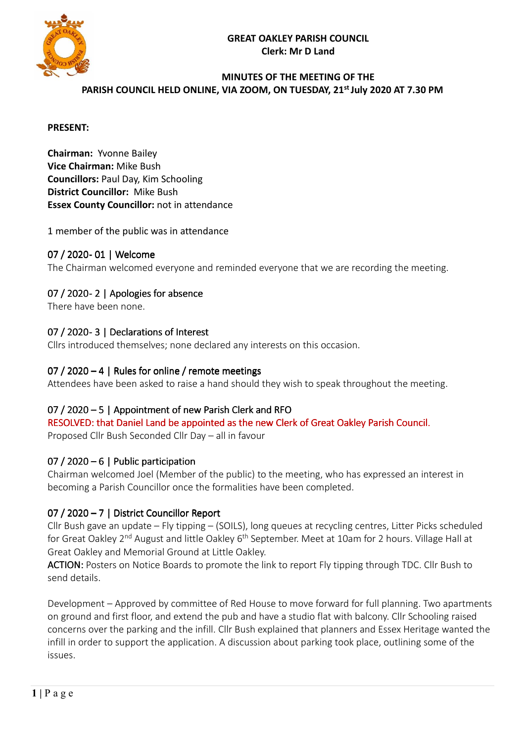**GREAT OAKLEY PARISH COUNCIL**
**Clerk: Mr D Land**

**MINUTES OF THE MEETING OF THE PARISH COUNCIL HELD ONLINE, VIA ZOOM, ON TUESDAY, 21st July 2020 AT 7.30 PM**

**PRESENT:**

**Chairman:** Yvonne Bailey
**Vice Chairman:** Mike Bush
**Councillors:** Paul Day, Kim Schooling
**District Councillor:** Mike Bush
**Essex County Councillor:** not in attendance

1 member of the public was in attendance

### 07 / 2020- 01 | Welcome

The Chairman welcomed everyone and reminded everyone that we are recording the meeting.

### 07 / 2020- 2 | Apologies for absence

There have been none.

### 07 / 2020- 3 | Declarations of Interest

Cllrs introduced themselves; none declared any interests on this occasion.

### 07 / 2020 – 4 | Rules for online / remote meetings

Attendees have been asked to raise a hand should they wish to speak throughout the meeting.

### 07 / 2020 – 5 | Appointment of new Parish Clerk and RFO

RESOLVED: that Daniel Land be appointed as the new Clerk of Great Oakley Parish Council.
Proposed Cllr Bush Seconded Cllr Day – all in favour

### 07 / 2020 – 6 | Public participation

Chairman welcomed Joel (Member of the public) to the meeting, who has expressed an interest in becoming a Parish Councillor once the formalities have been completed.

### 07 / 2020 – 7 | District Councillor Report

Cllr Bush gave an update – Fly tipping – (SOILS), long queues at recycling centres, Litter Picks scheduled for Great Oakley 2nd August and little Oakley 6th September. Meet at 10am for 2 hours. Village Hall at Great Oakley and Memorial Ground at Little Oakley.

ACTION: Posters on Notice Boards to promote the link to report Fly tipping through TDC. Cllr Bush to send details.

Development – Approved by committee of Red House to move forward for full planning. Two apartments on ground and first floor, and extend the pub and have a studio flat with balcony. Cllr Schooling raised concerns over the parking and the infill. Cllr Bush explained that planners and Essex Heritage wanted the infill in order to support the application. A discussion about parking took place, outlining some of the issues.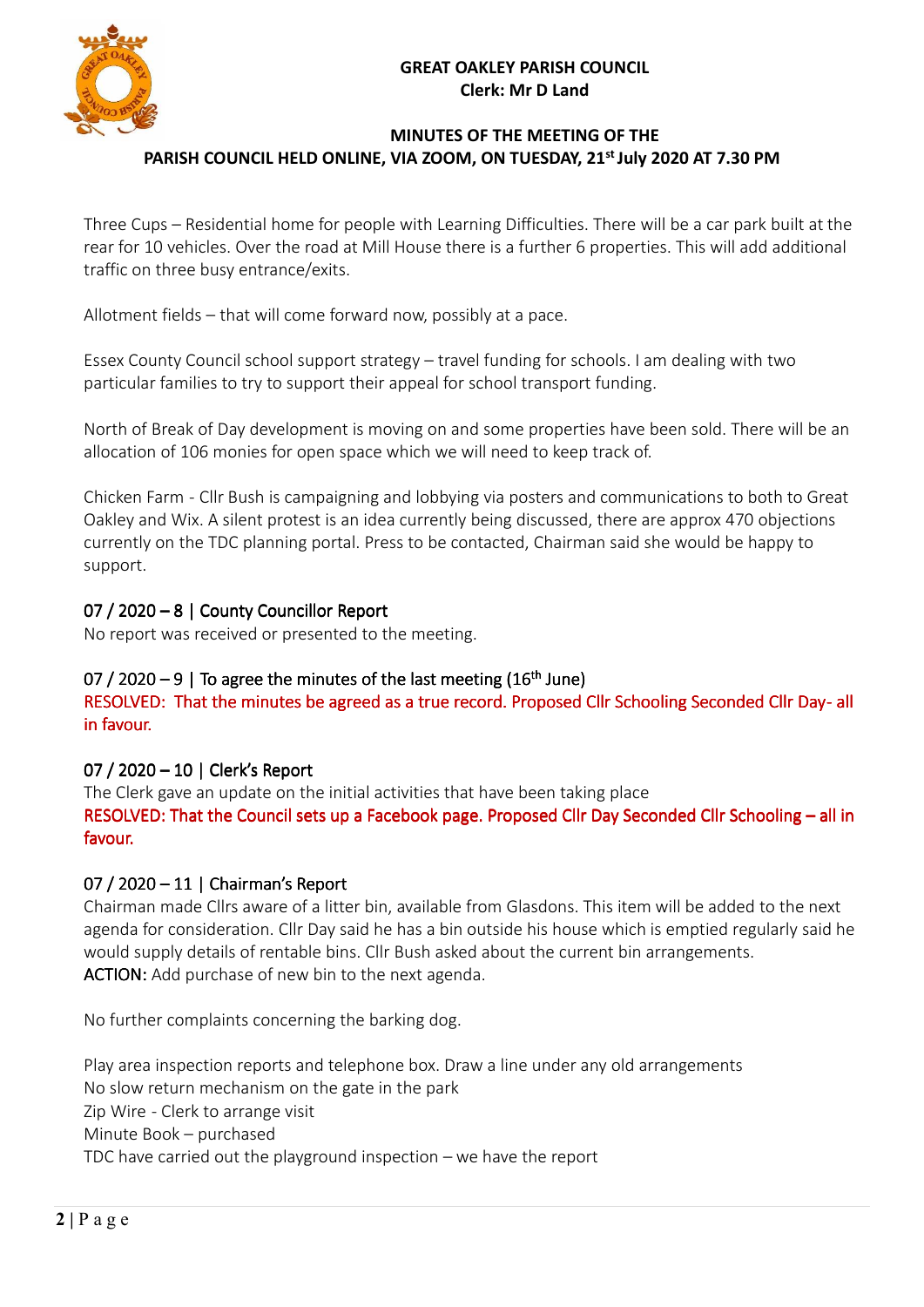**GREAT OAKLEY PARISH COUNCIL**
**Clerk: Mr D Land**

**MINUTES OF THE MEETING OF THE PARISH COUNCIL HELD ONLINE, VIA ZOOM, ON TUESDAY, 21st July 2020 AT 7.30 PM**

Three Cups – Residential home for people with Learning Difficulties. There will be a car park built at the rear for 10 vehicles. Over the road at Mill House there is a further 6 properties. This will add additional traffic on three busy entrance/exits.

Allotment fields – that will come forward now, possibly at a pace.

Essex County Council school support strategy – travel funding for schools. I am dealing with two particular families to try to support their appeal for school transport funding.

North of Break of Day development is moving on and some properties have been sold. There will be an allocation of 106 monies for open space which we will need to keep track of.

Chicken Farm - Cllr Bush is campaigning and lobbying via posters and communications to both to Great Oakley and Wix. A silent protest is an idea currently being discussed, there are approx 470 objections currently on the TDC planning portal. Press to be contacted, Chairman said she would be happy to support.

## 07 / 2020 – 8 | County Councillor Report

No report was received or presented to the meeting.

## 07 / 2020 – 9 | To agree the minutes of the last meeting (16th June)

RESOLVED: That the minutes be agreed as a true record. Proposed Cllr Schooling Seconded Cllr Day- all in favour.

## 07 / 2020 – 10 | Clerk's Report

The Clerk gave an update on the initial activities that have been taking place

RESOLVED: That the Council sets up a Facebook page. Proposed Cllr Day Seconded Cllr Schooling – all in favour.

## 07 / 2020 – 11 | Chairman's Report

Chairman made Cllrs aware of a litter bin, available from Glasdons. This item will be added to the next agenda for consideration. Cllr Day said he has a bin outside his house which is emptied regularly said he would supply details of rentable bins. Cllr Bush asked about the current bin arrangements.

**ACTION:** Add purchase of new bin to the next agenda.

No further complaints concerning the barking dog.

Play area inspection reports and telephone box. Draw a line under any old arrangements
No slow return mechanism on the gate in the park
Zip Wire - Clerk to arrange visit
Minute Book – purchased
TDC have carried out the playground inspection – we have the report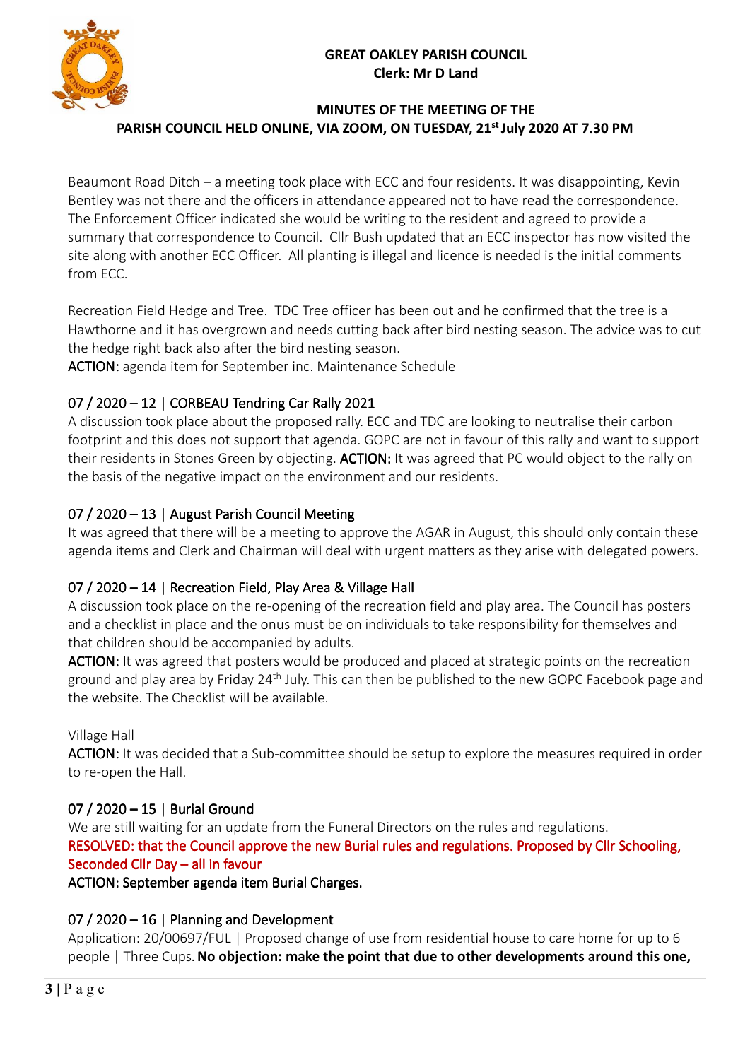**GREAT OAKLEY PARISH COUNCIL**
**Clerk: Mr D Land**

**MINUTES OF THE MEETING OF THE PARISH COUNCIL HELD ONLINE, VIA ZOOM, ON TUESDAY, 21st July 2020 AT 7.30 PM**

Beaumont Road Ditch – a meeting took place with ECC and four residents. It was disappointing, Kevin Bentley was not there and the officers in attendance appeared not to have read the correspondence. The Enforcement Officer indicated she would be writing to the resident and agreed to provide a summary that correspondence to Council. Cllr Bush updated that an ECC inspector has now visited the site along with another ECC Officer. All planting is illegal and licence is needed is the initial comments from ECC.

Recreation Field Hedge and Tree. TDC Tree officer has been out and he confirmed that the tree is a Hawthorne and it has overgrown and needs cutting back after bird nesting season. The advice was to cut the hedge right back also after the bird nesting season.
**ACTION:** agenda item for September inc. Maintenance Schedule

## 07 / 2020 – 12 | CORBEAU Tendring Car Rally 2021

A discussion took place about the proposed rally. ECC and TDC are looking to neutralise their carbon footprint and this does not support that agenda. GOPC are not in favour of this rally and want to support their residents in Stones Green by objecting. **ACTION:** It was agreed that PC would object to the rally on the basis of the negative impact on the environment and our residents.

## 07 / 2020 – 13 | August Parish Council Meeting

It was agreed that there will be a meeting to approve the AGAR in August, this should only contain these agenda items and Clerk and Chairman will deal with urgent matters as they arise with delegated powers.

## 07 / 2020 – 14 | Recreation Field, Play Area & Village Hall

A discussion took place on the re-opening of the recreation field and play area. The Council has posters and a checklist in place and the onus must be on individuals to take responsibility for themselves and that children should be accompanied by adults.
**ACTION:** It was agreed that posters would be produced and placed at strategic points on the recreation ground and play area by Friday 24th July. This can then be published to the new GOPC Facebook page and the website. The Checklist will be available.

Village Hall
**ACTION:** It was decided that a Sub-committee should be setup to explore the measures required in order to re-open the Hall.

## 07 / 2020 – 15 | Burial Ground

We are still waiting for an update from the Funeral Directors on the rules and regulations.
RESOLVED: that the Council approve the new Burial rules and regulations. Proposed by Cllr Schooling, Seconded Cllr Day – all in favour
**ACTION: September agenda item Burial Charges.**

## 07 / 2020 – 16 | Planning and Development

Application: 20/00697/FUL | Proposed change of use from residential house to care home for up to 6 people | Three Cups. **No objection: make the point that due to other developments around this one,**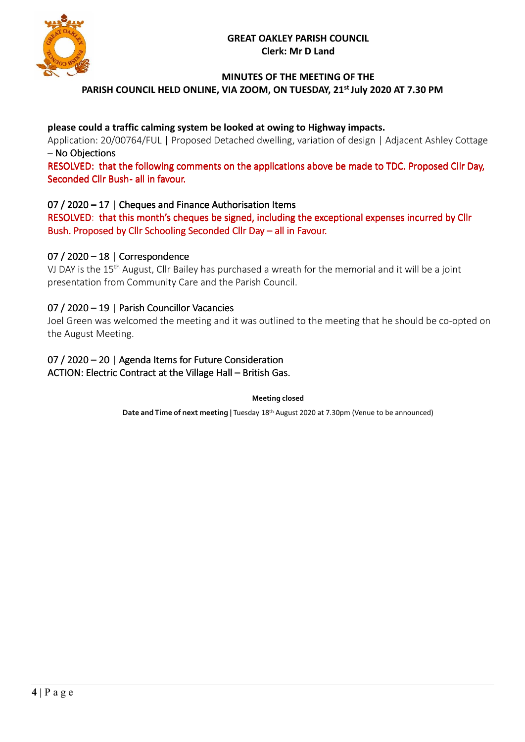**GREAT OAKLEY PARISH COUNCIL**
**Clerk: Mr D Land**

**MINUTES OF THE MEETING OF THE PARISH COUNCIL HELD ONLINE, VIA ZOOM, ON TUESDAY, 21st July 2020 AT 7.30 PM**

**please could a traffic calming system be looked at owing to Highway impacts.**

Application: 20/00764/FUL | Proposed Detached dwelling, variation of design | Adjacent Ashley Cottage – No Objections

RESOLVED: that the following comments on the applications above be made to TDC. Proposed Cllr Day, Seconded Cllr Bush- all in favour.

### 07 / 2020 – 17 | Cheques and Finance Authorisation Items

RESOLVED: that this month's cheques be signed, including the exceptional expenses incurred by Cllr Bush. Proposed by Cllr Schooling Seconded Cllr Day – all in Favour.

### 07 / 2020 – 18 | Correspondence

VJ DAY is the 15th August, Cllr Bailey has purchased a wreath for the memorial and it will be a joint presentation from Community Care and the Parish Council.

### 07 / 2020 – 19 | Parish Councillor Vacancies

Joel Green was welcomed the meeting and it was outlined to the meeting that he should be co-opted on the August Meeting.

### 07 / 2020 – 20 | Agenda Items for Future Consideration

ACTION: Electric Contract at the Village Hall – British Gas.

**Meeting closed**

**Date and Time of next meeting |** Tuesday 18th August 2020 at 7.30pm (Venue to be announced)